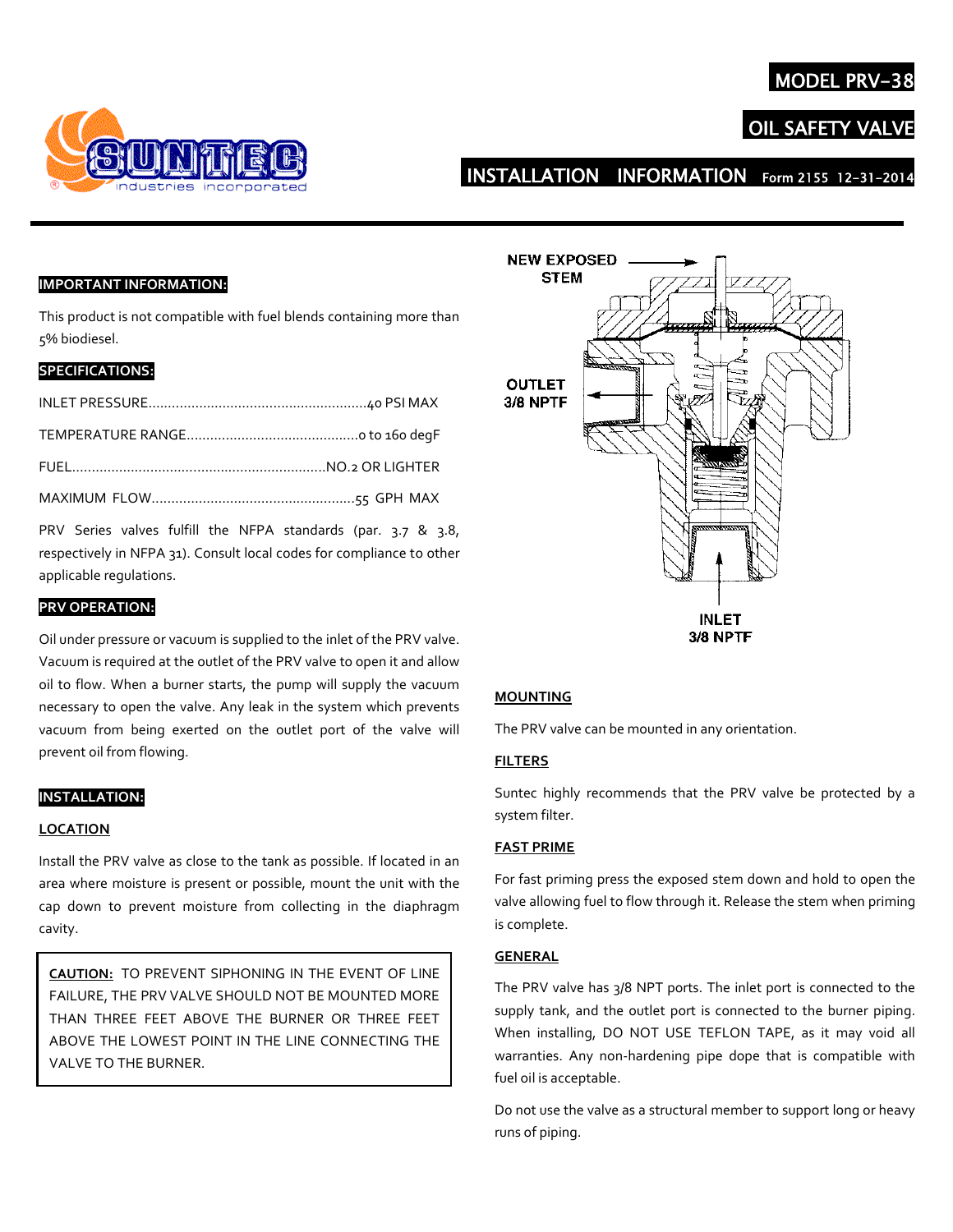# MODEL PRV-38

## OIL SAFETY VALVE

## INSTALLATION INFORMATION Form 2155 12-31-2014

**IMPORTANT INFORMATION:**

This product is not compatible with fuel blends containing more than 5% biodiesel.

**SPECIFICATIONS:**

INLET PRESSURE........................................................40 PSI MAX

TEMPERATURE RANGE............................................0 to 160 degF

FUEL.................................................................NO.2 OR LIGHTER

MAXIMUM FLOW....................................................55 GPH MAX

PRV Series valves fulfill the NFPA standards (par. 3.7 & 3.8, respectively in NFPA 31). Consult local codes for compliance to other applicable regulations.

**PRV OPERATION:**

Oil under pressure or vacuum is supplied to the inlet of the PRV valve. Vacuum is required at the outlet of the PRV valve to open it and allow oil to flow. When a burner starts, the pump will supply the vacuum necessary to open the valve. Any leak in the system which prevents vacuum from being exerted on the outlet port of the valve will prevent oil from flowing.

**INSTALLATION:**

**LOCATION**

Install the PRV valve as close to the tank as possible. If located in an area where moisture is present or possible, mount the unit with the cap down to prevent moisture from collecting in the diaphragm cavity.

> **CAUTION:** TO PREVENT SIPHONING IN THE EVENT OF LINE FAILURE, THE PRV VALVE SHOULD NOT BE MOUNTED MORE THAN THREE FEET ABOVE THE BURNER OR THREE FEET ABOVE THE LOWEST POINT IN THE LINE CONNECTING THE VALVE TO THE BURNER.

NEW EXPOSED STEM

OUTLET 3/8 NPTF

INLET 3/8 NPTF

**MOUNTING**

The PRV valve can be mounted in any orientation.

**FILTERS**

Suntec highly recommends that the PRV valve be protected by a system filter.

**FAST PRIME**

For fast priming press the exposed stem down and hold to open the valve allowing fuel to flow through it. Release the stem when priming is complete.

**GENERAL**

The PRV valve has 3/8 NPT ports. The inlet port is connected to the supply tank, and the outlet port is connected to the burner piping. When installing, DO NOT USE TEFLON TAPE, as it may void all warranties. Any non-hardening pipe dope that is compatible with fuel oil is acceptable.

Do not use the valve as a structural member to support long or heavy runs of piping.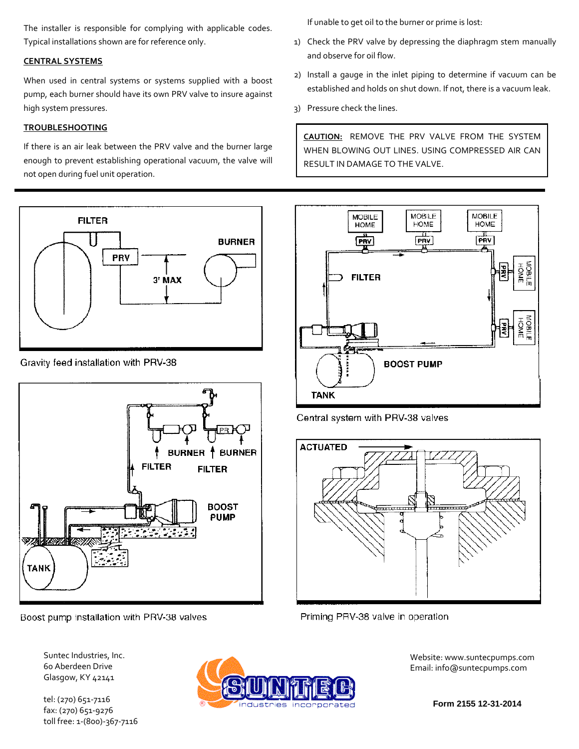The installer is responsible for complying with applicable codes. Typical installations shown are for reference only.

## CENTRAL SYSTEMS

When used in central systems or systems supplied with a boost pump, each burner should have its own PRV valve to insure against high system pressures.

## TROUBLESHOOTING

If there is an air leak between the PRV valve and the burner large enough to prevent establishing operational vacuum, the valve will not open during fuel unit operation.

If unable to get oil to the burner or prime is lost:

1) Check the PRV valve by depressing the diaphragm stem manually and observe for oil flow.
2) Install a gauge in the inlet piping to determine if vacuum can be established and holds on shut down. If not, there is a vacuum leak.
3) Pressure check the lines.

**CAUTION:** REMOVE THE PRV VALVE FROM THE SYSTEM WHEN BLOWING OUT LINES. USING COMPRESSED AIR CAN RESULT IN DAMAGE TO THE VALVE.

FILTER
PRV
BURNER
3' MAX

Gravity feed installation with PRV-38

MOBILE HOME
PRV
FILTER
BOOST PUMP
TANK

Central system with PRV-38 valves

BURNER
BURNER
FILTER
FILTER
BOOST PUMP
TANK

Boost pump installation with PRV-38 valves

ACTUATED

Priming PRV-38 valve in operation

Suntec Industries, Inc.
60 Aberdeen Drive
Glasgow, KY 42141

tel: (270) 651-7116
fax: (270) 651-9276
toll free: 1-(800)-367-7116

SUNTEC industries incorporated

Website: www.suntecpumps.com
Email: info@suntecpumps.com

**Form 2155 12-31-2014**